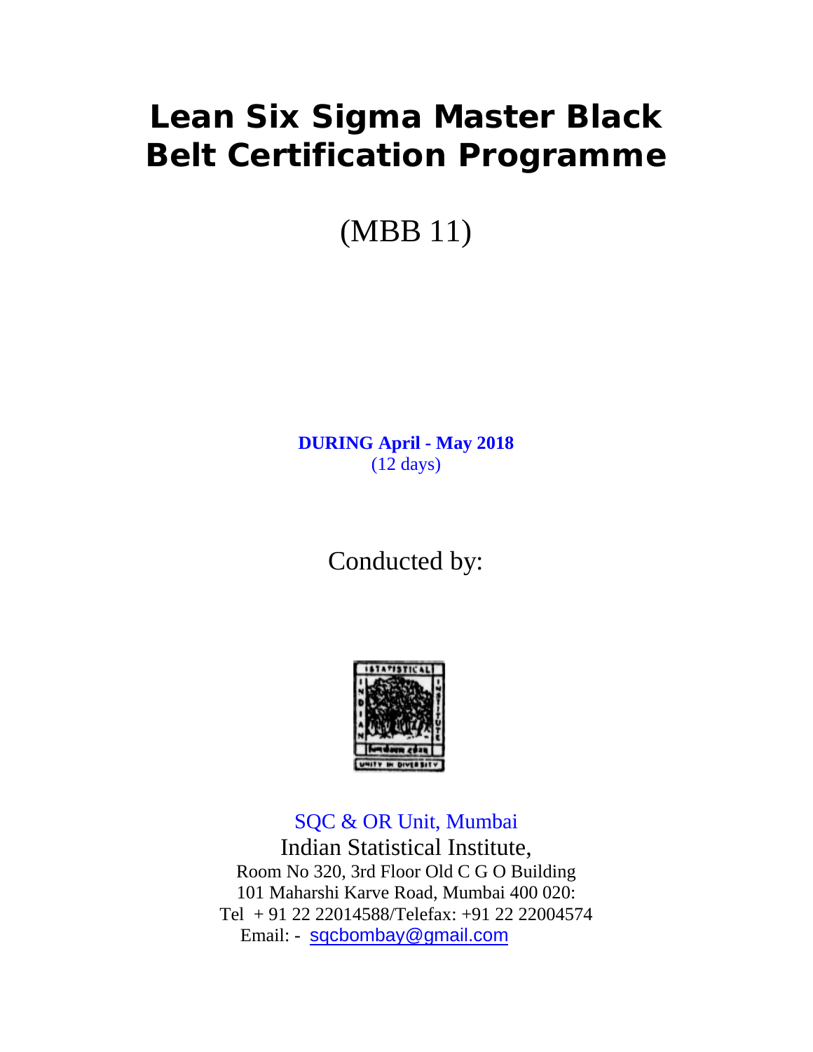# Lean Six Sigma Master Black Belt Certification Programme

(MBB 11)

**DURING April - May 2018**
(12 days)

Conducted by:

SQC & OR Unit, Mumbai
Indian Statistical Institute,
Room No 320, 3rd Floor Old C G O Building
101 Maharshi Karve Road, Mumbai 400 020:
Tel + 91 22 22014588/Telefax: +91 22 22004574
Email: - sqcbombay@gmail.com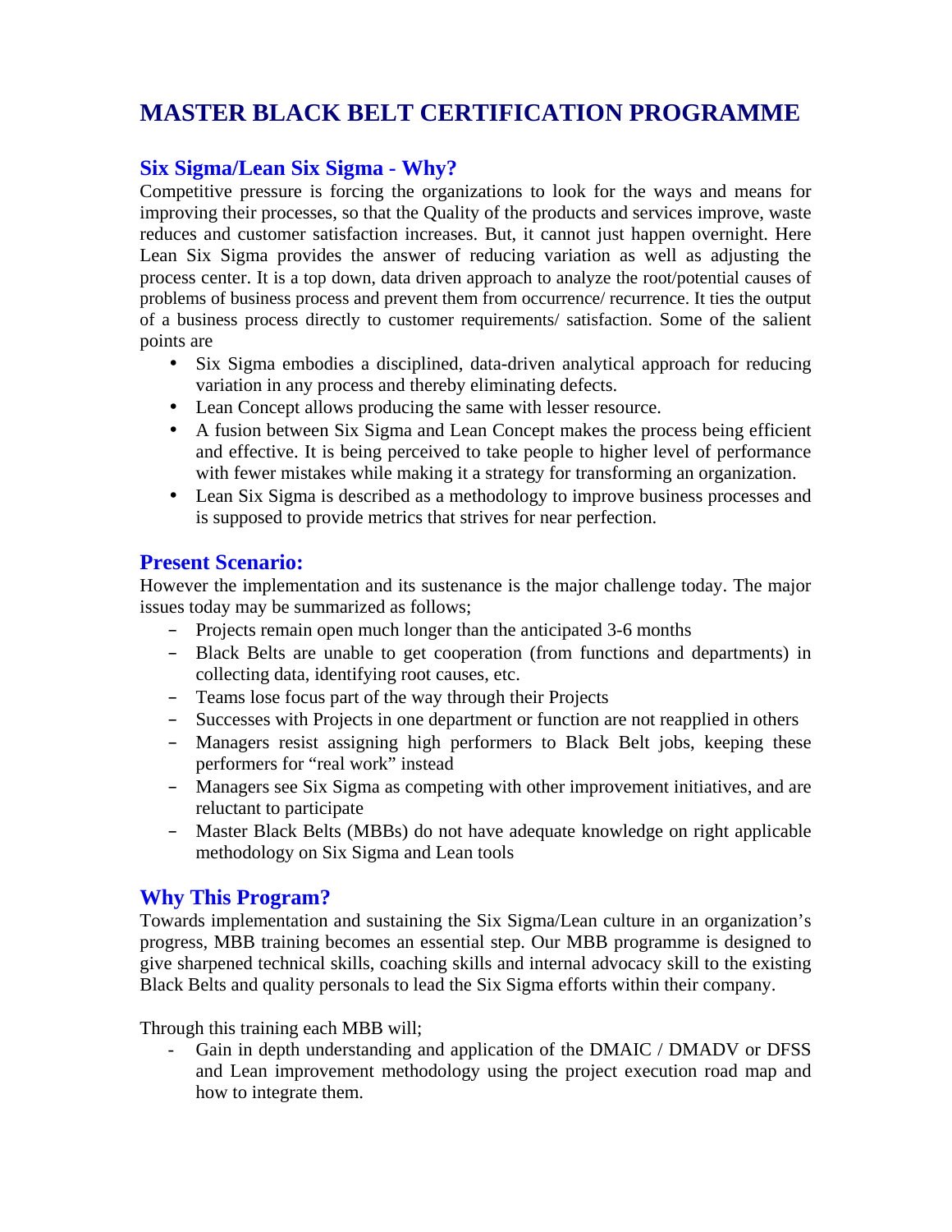# MASTER BLACK BELT CERTIFICATION PROGRAMME

## Six Sigma/Lean Six Sigma - Why?

Competitive pressure is forcing the organizations to look for the ways and means for improving their processes, so that the Quality of the products and services improve, waste reduces and customer satisfaction increases. But, it cannot just happen overnight. Here Lean Six Sigma provides the answer of reducing variation as well as adjusting the process center. It is a top down, data driven approach to analyze the root/potential causes of problems of business process and prevent them from occurrence/ recurrence. It ties the output of a business process directly to customer requirements/ satisfaction. Some of the salient points are

- Six Sigma embodies a disciplined, data-driven analytical approach for reducing variation in any process and thereby eliminating defects.
- Lean Concept allows producing the same with lesser resource.
- A fusion between Six Sigma and Lean Concept makes the process being efficient and effective. It is being perceived to take people to higher level of performance with fewer mistakes while making it a strategy for transforming an organization.
- Lean Six Sigma is described as a methodology to improve business processes and is supposed to provide metrics that strives for near perfection.

## Present Scenario:

However the implementation and its sustenance is the major challenge today. The major issues today may be summarized as follows;

- Projects remain open much longer than the anticipated 3-6 months
- Black Belts are unable to get cooperation (from functions and departments) in collecting data, identifying root causes, etc.
- Teams lose focus part of the way through their Projects
- Successes with Projects in one department or function are not reapplied in others
- Managers resist assigning high performers to Black Belt jobs, keeping these performers for "real work" instead
- Managers see Six Sigma as competing with other improvement initiatives, and are reluctant to participate
- Master Black Belts (MBBs) do not have adequate knowledge on right applicable methodology on Six Sigma and Lean tools

## Why This Program?

Towards implementation and sustaining the Six Sigma/Lean culture in an organization's progress, MBB training becomes an essential step. Our MBB programme is designed to give sharpened technical skills, coaching skills and internal advocacy skill to the existing Black Belts and quality personals to lead the Six Sigma efforts within their company.

Through this training each MBB will;

- Gain in depth understanding and application of the DMAIC / DMADV or DFSS and Lean improvement methodology using the project execution road map and how to integrate them.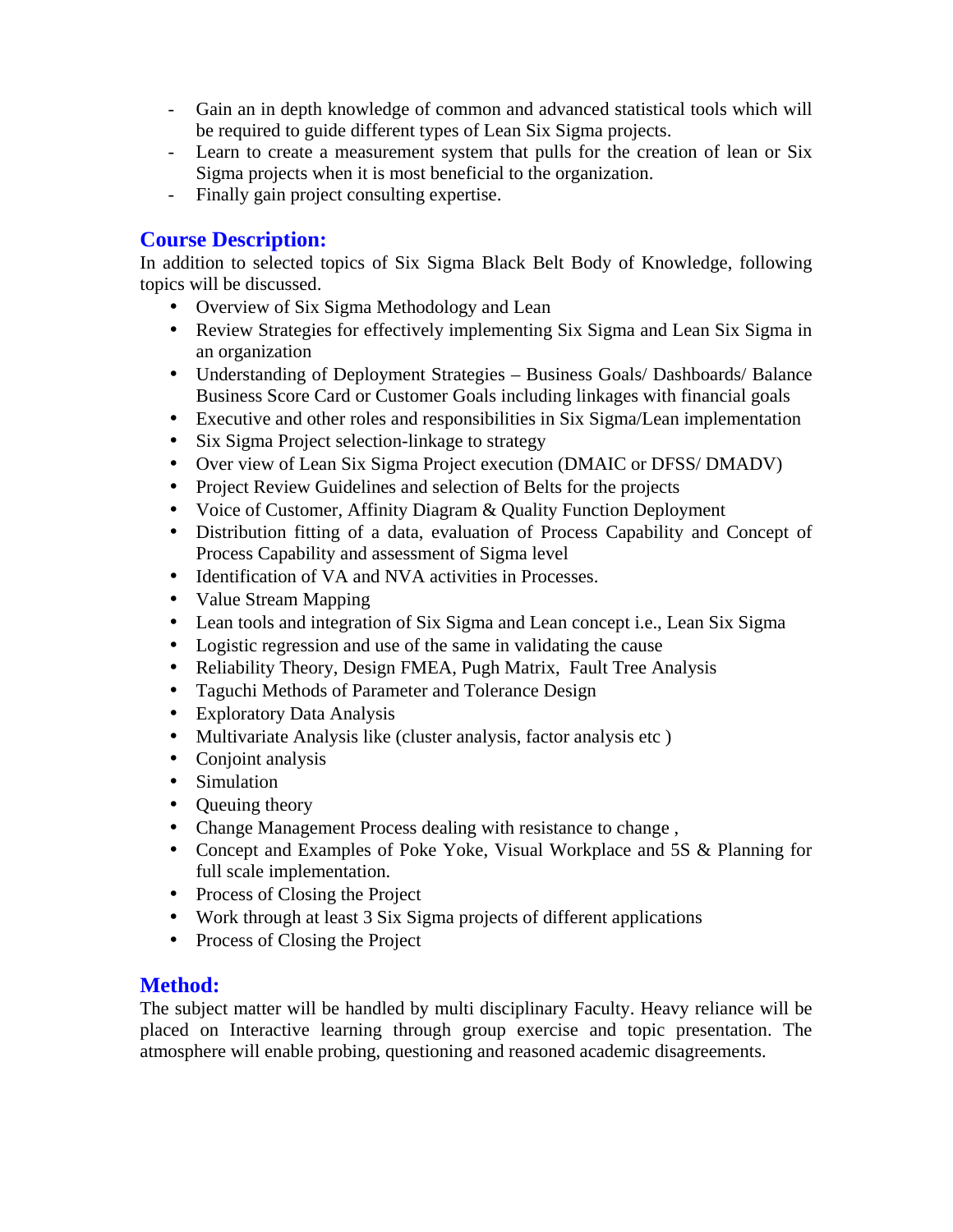- Gain an in depth knowledge of common and advanced statistical tools which will be required to guide different types of Lean Six Sigma projects.
- Learn to create a measurement system that pulls for the creation of lean or Six Sigma projects when it is most beneficial to the organization.
- Finally gain project consulting expertise.

## Course Description:

In addition to selected topics of Six Sigma Black Belt Body of Knowledge, following topics will be discussed.

- Overview of Six Sigma Methodology and Lean
- Review Strategies for effectively implementing Six Sigma and Lean Six Sigma in an organization
- Understanding of Deployment Strategies – Business Goals/ Dashboards/ Balance Business Score Card or Customer Goals including linkages with financial goals
- Executive and other roles and responsibilities in Six Sigma/Lean implementation
- Six Sigma Project selection-linkage to strategy
- Over view of Lean Six Sigma Project execution (DMAIC or DFSS/ DMADV)
- Project Review Guidelines and selection of Belts for the projects
- Voice of Customer, Affinity Diagram & Quality Function Deployment
- Distribution fitting of a data, evaluation of Process Capability and Concept of Process Capability and assessment of Sigma level
- Identification of VA and NVA activities in Processes.
- Value Stream Mapping
- Lean tools and integration of Six Sigma and Lean concept i.e., Lean Six Sigma
- Logistic regression and use of the same in validating the cause
- Reliability Theory, Design FMEA, Pugh Matrix, Fault Tree Analysis
- Taguchi Methods of Parameter and Tolerance Design
- Exploratory Data Analysis
- Multivariate Analysis like (cluster analysis, factor analysis etc )
- Conjoint analysis
- Simulation
- Queuing theory
- Change Management Process dealing with resistance to change ,
- Concept and Examples of Poke Yoke, Visual Workplace and 5S & Planning for full scale implementation.
- Process of Closing the Project
- Work through at least 3 Six Sigma projects of different applications
- Process of Closing the Project

## Method:

The subject matter will be handled by multi disciplinary Faculty. Heavy reliance will be placed on Interactive learning through group exercise and topic presentation. The atmosphere will enable probing, questioning and reasoned academic disagreements.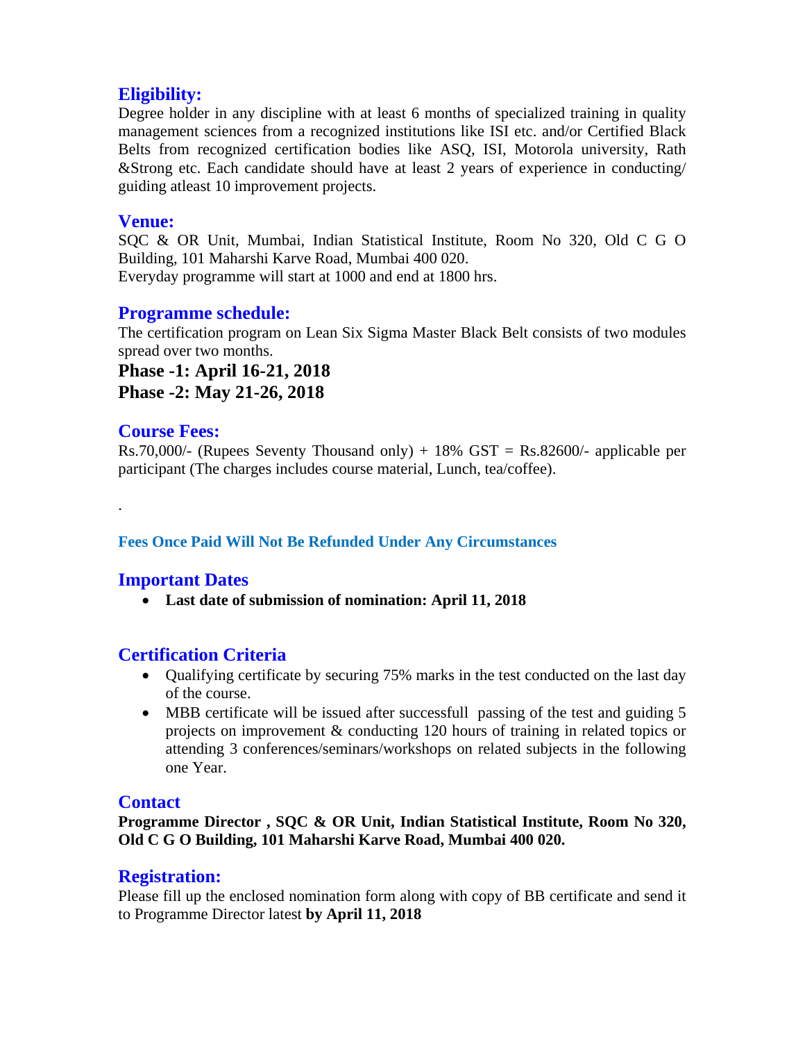## Eligibility:

Degree holder in any discipline with at least 6 months of specialized training in quality management sciences from a recognized institutions like ISI etc. and/or Certified Black Belts from recognized certification bodies like ASQ, ISI, Motorola university, Rath &Strong etc. Each candidate should have at least 2 years of experience in conducting/ guiding atleast 10 improvement projects.

## Venue:

SQC & OR Unit, Mumbai, Indian Statistical Institute, Room No 320, Old C G O Building, 101 Maharshi Karve Road, Mumbai 400 020.
Everyday programme will start at 1000 and end at 1800 hrs.

## Programme schedule:

The certification program on Lean Six Sigma Master Black Belt consists of two modules spread over two months.

**Phase -1: April 16-21, 2018**

**Phase -2: May 21-26, 2018**

## Course Fees:

Rs.70,000/- (Rupees Seventy Thousand only) + 18% GST = Rs.82600/- applicable per participant (The charges includes course material, Lunch, tea/coffee).

.

**Fees Once Paid Will Not Be Refunded Under Any Circumstances**

## Important Dates

- **Last date of submission of nomination: April 11, 2018**

## Certification Criteria

- Qualifying certificate by securing 75% marks in the test conducted on the last day of the course.
- MBB certificate will be issued after successfull passing of the test and guiding 5 projects on improvement & conducting 120 hours of training in related topics or attending 3 conferences/seminars/workshops on related subjects in the following one Year.

## Contact

**Programme Director , SQC & OR Unit, Indian Statistical Institute, Room No 320, Old C G O Building, 101 Maharshi Karve Road, Mumbai 400 020.**

## Registration:

Please fill up the enclosed nomination form along with copy of BB certificate and send it to Programme Director latest **by April 11, 2018**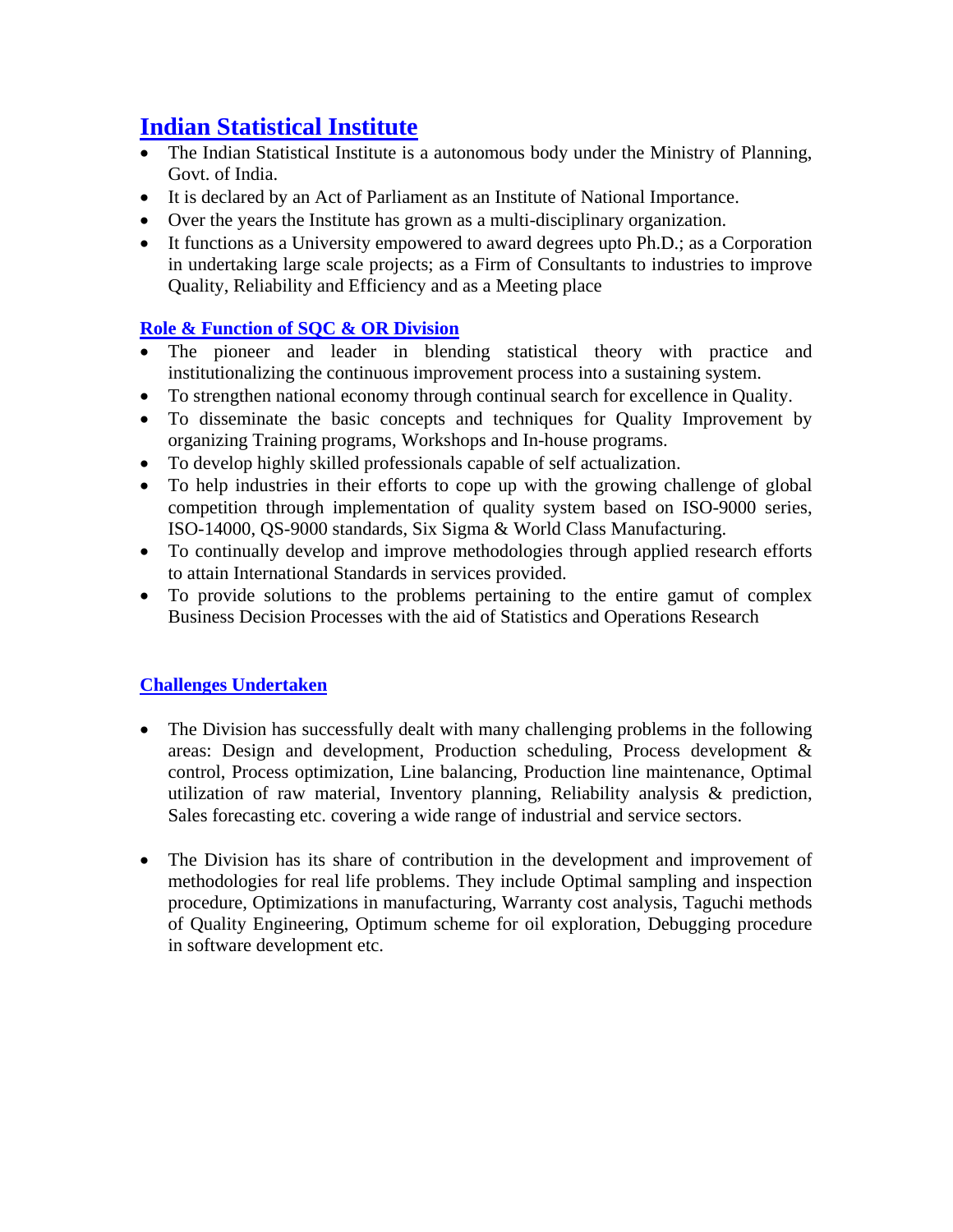# Indian Statistical Institute

- The Indian Statistical Institute is a autonomous body under the Ministry of Planning, Govt. of India.
- It is declared by an Act of Parliament as an Institute of National Importance.
- Over the years the Institute has grown as a multi-disciplinary organization.
- It functions as a University empowered to award degrees upto Ph.D.; as a Corporation in undertaking large scale projects; as a Firm of Consultants to industries to improve Quality, Reliability and Efficiency and as a Meeting place

## Role & Function of SQC & OR Division

- The pioneer and leader in blending statistical theory with practice and institutionalizing the continuous improvement process into a sustaining system.
- To strengthen national economy through continual search for excellence in Quality.
- To disseminate the basic concepts and techniques for Quality Improvement by organizing Training programs, Workshops and In-house programs.
- To develop highly skilled professionals capable of self actualization.
- To help industries in their efforts to cope up with the growing challenge of global competition through implementation of quality system based on ISO-9000 series, ISO-14000, QS-9000 standards, Six Sigma & World Class Manufacturing.
- To continually develop and improve methodologies through applied research efforts to attain International Standards in services provided.
- To provide solutions to the problems pertaining to the entire gamut of complex Business Decision Processes with the aid of Statistics and Operations Research

## Challenges Undertaken

- The Division has successfully dealt with many challenging problems in the following areas: Design and development, Production scheduling, Process development & control, Process optimization, Line balancing, Production line maintenance, Optimal utilization of raw material, Inventory planning, Reliability analysis & prediction, Sales forecasting etc. covering a wide range of industrial and service sectors.

- The Division has its share of contribution in the development and improvement of methodologies for real life problems. They include Optimal sampling and inspection procedure, Optimizations in manufacturing, Warranty cost analysis, Taguchi methods of Quality Engineering, Optimum scheme for oil exploration, Debugging procedure in software development etc.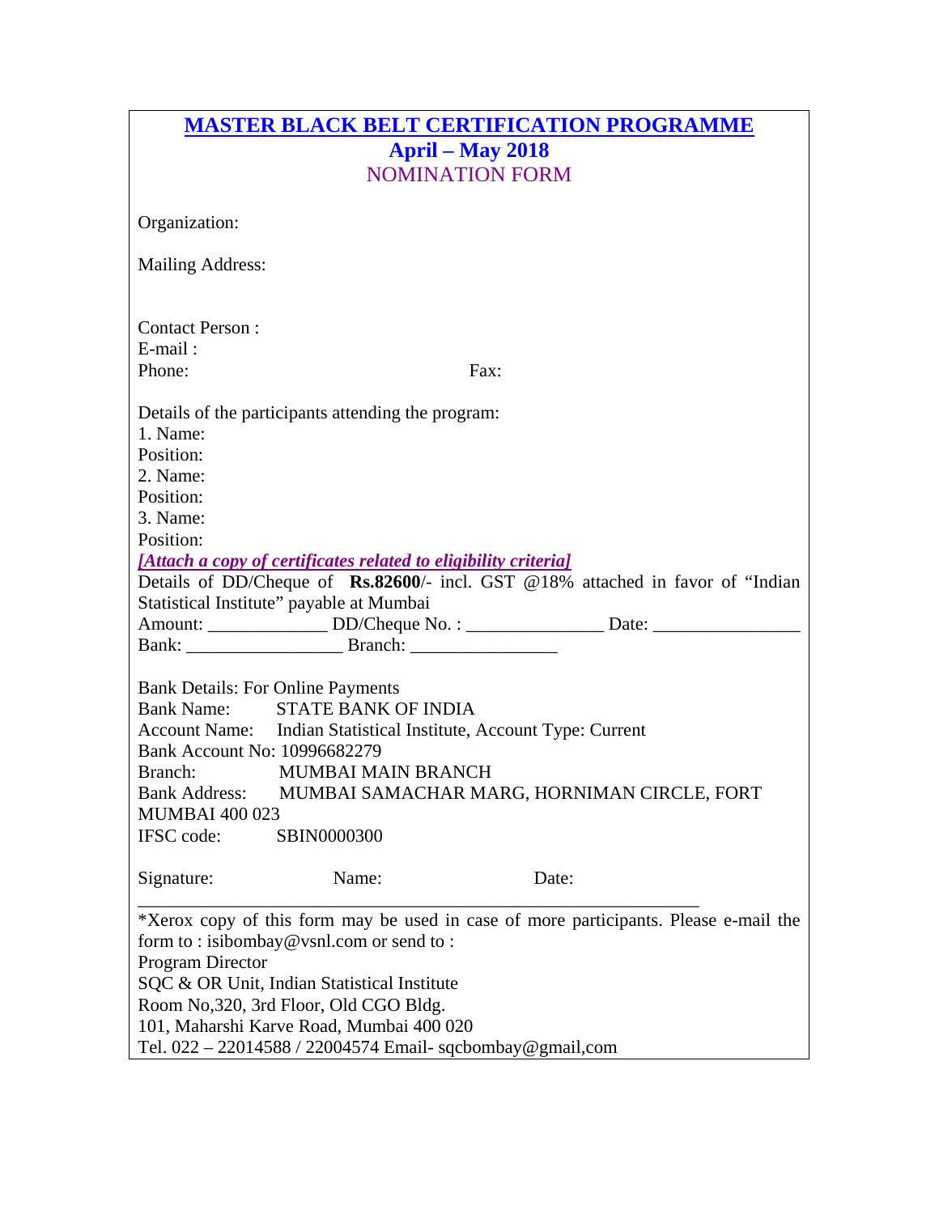# MASTER BLACK BELT CERTIFICATION PROGRAMME

## April – May 2018

## NOMINATION FORM

Organization:

Mailing Address:

Contact Person :
E-mail :
Phone: Fax:

Details of the participants attending the program:
1. Name:
Position:
2. Name:
Position:
3. Name:
Position:

***[Attach a copy of certificates related to eligibility criteria]***

Details of DD/Cheque of **Rs.82600**/- incl. GST @18% attached in favor of "Indian Statistical Institute" payable at Mumbai

Amount: _____________ DD/Cheque No. : _______________ Date: ________________
Bank: _________________ Branch: ________________

Bank Details: For Online Payments
Bank Name: STATE BANK OF INDIA
Account Name: Indian Statistical Institute, Account Type: Current
Bank Account No: 10996682279
Branch: MUMBAI MAIN BRANCH
Bank Address: MUMBAI SAMACHAR MARG, HORNIMAN CIRCLE, FORT MUMBAI 400 023
IFSC code: SBIN0000300

Signature: Name: Date:

_______________________________________________________________

*Xerox copy of this form may be used in case of more participants. Please e-mail the form to : isibombay@vsnl.com or send to :
Program Director
SQC & OR Unit, Indian Statistical Institute
Room No,320, 3rd Floor, Old CGO Bldg.
101, Maharshi Karve Road, Mumbai 400 020
Tel. 022 – 22014588 / 22004574 Email- sqcbombay@gmail,com